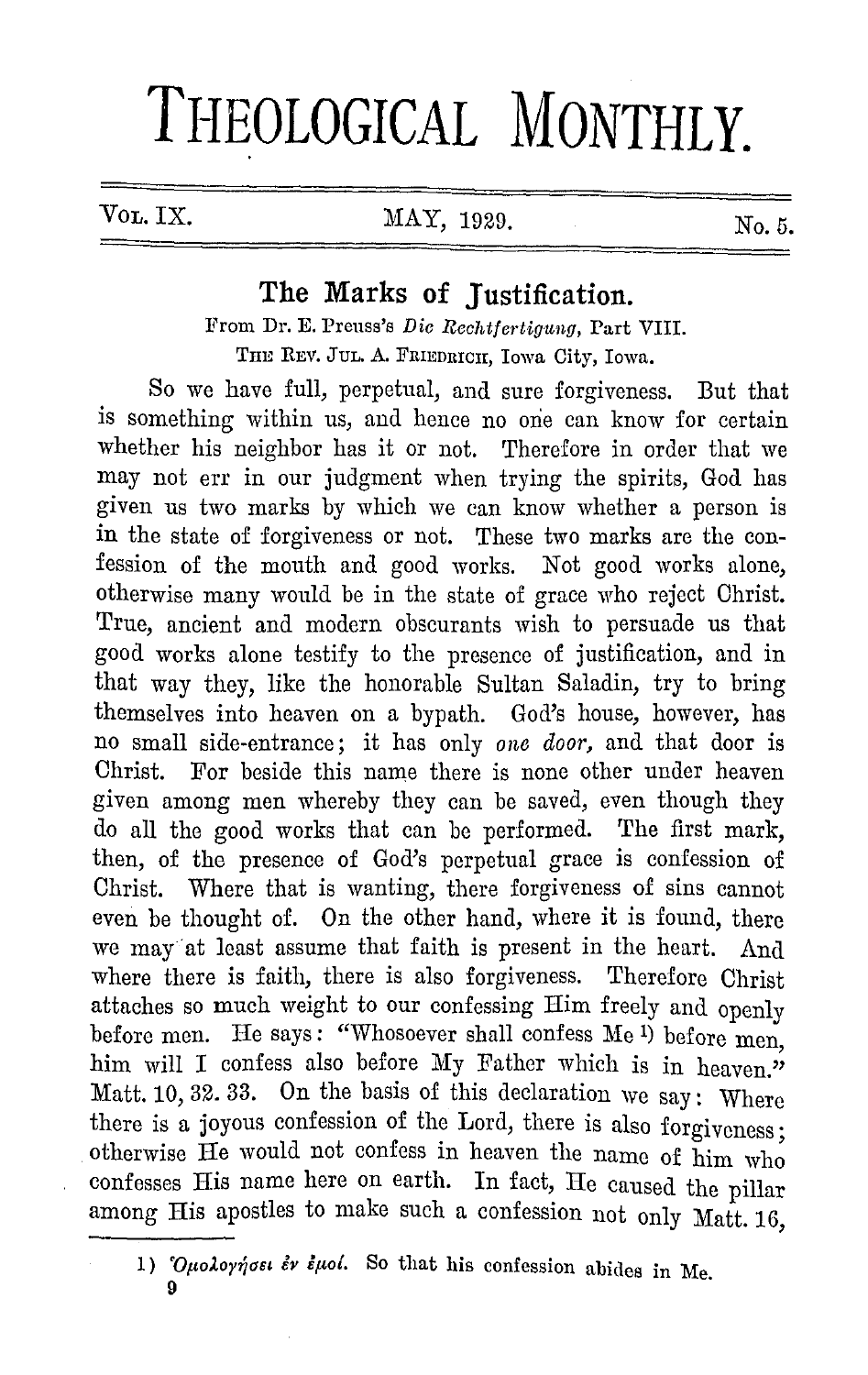# THEOLOGICAL MONTHLY.

## The Marks of Justification.

From Dr. E. Preuss's *Die Rechtfertigung*, Part VIII.

THE REV. JUL. A. FRIEDRICH, Iowa City, Iowa.

So we have full, perpetual, and sure forgiveness. But that is something within us, and hence no one can know for certain whether his neighbor has it or not. Therefore in order that we may not err in our judgment when trying the spirits, God has given us two marks by which we can know whether a person is in the state of forgiveness or not. These two marks are the confession of the mouth and good works. Not good works alone, otherwise many would be in the state of grace who reject Christ. True, ancient and modern obscurants wish to persuade us that good works alone testify to the presence of justification, and in that way they, like the honorable Sultan Saladin, try to bring themselves into heaven on a bypath. God's house, however, has no small side-entrance; it has only *one door*, and that door is Christ. For beside this name there is none other under heaven given among men whereby they can be saved, even though they do all the good works that can be performed. The first mark, then, of the presence of God's perpetual grace is confession of Christ. Where that is wanting, there forgiveness of sins cannot even be thought of. On the other hand, where it is found, there we may at least assume that faith is present in the heart. And where there is faith, there is also forgiveness. Therefore Christ attaches so much weight to our confessing Him freely and openly before men. He says: "Whosoever shall confess Me [1] before men, him will I confess also before My Father which is in heaven." Matt. 10, 32. 33. On the basis of this declaration we say: Where there is a joyous confession of the Lord, there is also forgiveness; otherwise He would not confess in heaven the name of him who confesses His name here on earth. In fact, He caused the pillar among His apostles to make such a confession not only Matt. 16,

---

1) Ὁμολογήσει ἐν ἐμοί. So that his confession abides in Me.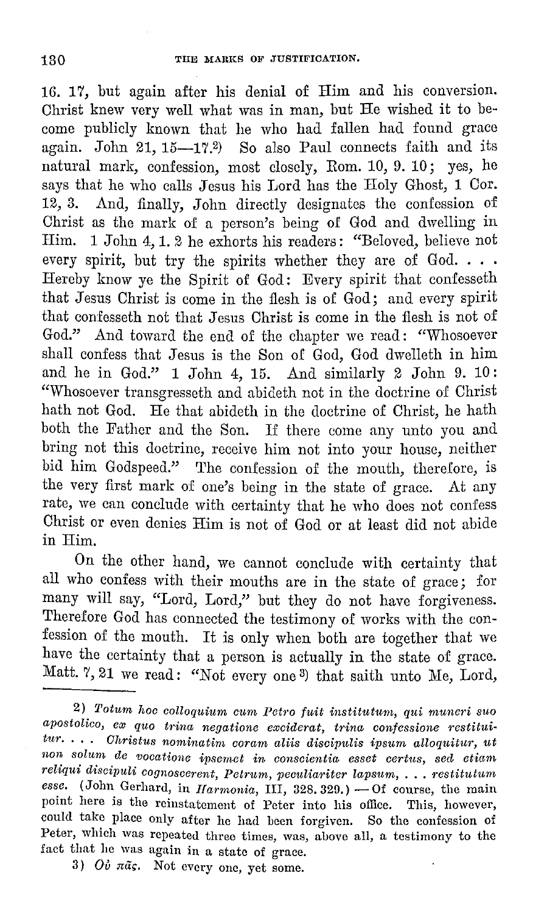16. 17, but again after his denial of Him and his conversion. Christ knew very well what was in man, but He wished it to become publicly known that he who had fallen had found grace again. John 21, 15—17.[2] So also Paul connects faith and its natural mark, confession, most closely, Rom. 10, 9. 10; yes, he says that he who calls Jesus his Lord has the Holy Ghost, 1 Cor. 12, 3. And, finally, John directly designates the confession of Christ as the mark of a person's being of God and dwelling in Him. 1 John 4, 1. 2 he exhorts his readers: "Beloved, believe not every spirit, but try the spirits whether they are of God. . . . Hereby know ye the Spirit of God: Every spirit that confesseth that Jesus Christ is come in the flesh is of God; and every spirit that confesseth not that Jesus Christ is come in the flesh is not of God." And toward the end of the chapter we read: "Whosoever shall confess that Jesus is the Son of God, God dwelleth in him and he in God." 1 John 4, 15. And similarly 2 John 9. 10: "Whosoever transgresseth and abideth not in the doctrine of Christ hath not God. He that abideth in the doctrine of Christ, he hath both the Father and the Son. If there come any unto you and bring not this doctrine, receive him not into your house, neither bid him Godspeed." The confession of the mouth, therefore, is the very first mark of one's being in the state of grace. At any rate, we can conclude with certainty that he who does not confess Christ or even denies Him is not of God or at least did not abide in Him.

On the other hand, we cannot conclude with certainty that all who confess with their mouths are in the state of grace; for many will say, "Lord, Lord," but they do not have forgiveness. Therefore God has connected the testimony of works with the confession of the mouth. It is only when both are together that we have the certainty that a person is actually in the state of grace. Matt. 7, 21 we read: "Not every one[3] that saith unto Me, Lord,

---

2) *Totum hoc colloquium cum Petro fuit institutum, qui muneri suo apostolico, ex quo trina negatione exciderat, trina confessione restituitur. . . . Christus nominatim coram aliis discipulis ipsum alloquitur, ut non solum de vocatione ipsemet in conscientia esset certus, sed etiam reliqui discipuli cognoscerent, Petrum, peculiariter lapsum, . . . restitutum esse.* (John Gerhard, in *Harmonia*, III, 328. 329.) — Of course, the main point here is the reinstatement of Peter into his office. This, however, could take place only after he had been forgiven. So the confession of Peter, which was repeated three times, was, above all, a testimony to the fact that he was again in a state of grace.

3) *Οὐ πᾶς.* Not every one, yet some.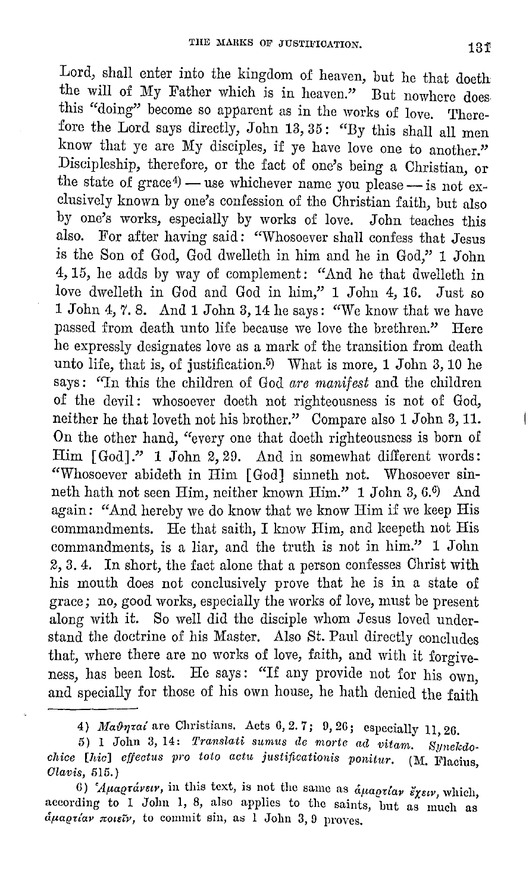Lord, shall enter into the kingdom of heaven, but he that doeth the will of My Father which is in heaven." But nowhere does this "doing" become so apparent as in the works of love. Therefore the Lord says directly, John 13, 35: "By this shall all men know that ye are My disciples, if ye have love one to another." Discipleship, therefore, or the fact of one's being a Christian, or the state of grace[4] — use whichever name you please — is not exclusively known by one's confession of the Christian faith, but also by one's works, especially by works of love. John teaches this also. For after having said: "Whosoever shall confess that Jesus is the Son of God, God dwelleth in him and he in God," 1 John 4, 15, he adds by way of complement: "And he that dwelleth in love dwelleth in God and God in him," 1 John 4, 16. Just so 1 John 4, 7. 8. And 1 John 3, 14 he says: "We know that we have passed from death unto life because we love the brethren." Here he expressly designates love as a mark of the transition from death unto life, that is, of justification.[5] What is more, 1 John 3, 10 he says: "In this the children of God *are manifest* and the children of the devil: whosoever doeth not righteousness is not of God, neither he that loveth not his brother." Compare also 1 John 3, 11. On the other hand, "every one that doeth righteousness is born of Him [God]." 1 John 2, 29. And in somewhat different words: "Whosoever abideth in Him [God] sinneth not. Whosoever sinneth hath not seen Him, neither known Him." 1 John 3, 6.[6] And again: "And hereby we do know that we know Him if we keep His commandments. He that saith, I know Him, and keepeth not His commandments, is a liar, and the truth is not in him." 1 John 2, 3. 4. In short, the fact alone that a person confesses Christ with his mouth does not conclusively prove that he is in a state of grace; no, good works, especially the works of love, must be present along with it. So well did the disciple whom Jesus loved understand the doctrine of his Master. Also St. Paul directly concludes that, where there are no works of love, faith, and with it forgiveness, has been lost. He says: "If any provide not for his own, and specially for those of his own house, he hath denied the faith

---

4) *Μαθηταί* are Christians. Acts 6, 2. 7; 9, 26; especially 11, 26.

5) 1 John 3, 14: *Translati sumus de morte ad vitam. Synekdochice [sic] effectus pro toto actu justificationis ponitur.* (M. Flacius, *Clavis*, 515.)

6) *Ἁμαρτάνειν*, in this text, is not the same as *ἁμαρτίαν ἔχειν*, which, according to 1 John 1, 8, also applies to the saints, but as much as *ἁμαρτίαν ποιεῖν*, to commit sin, as 1 John 3, 9 proves.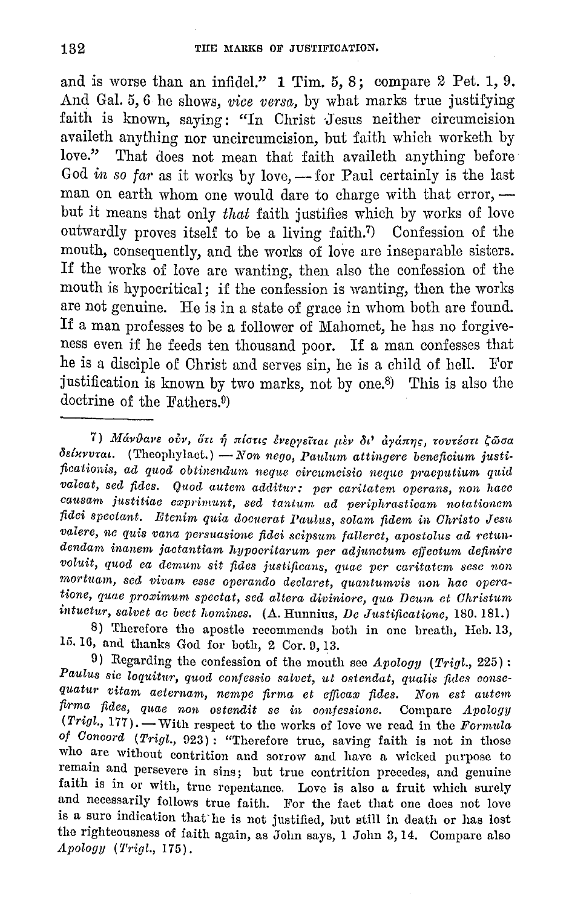and is worse than an infidel." 1 Tim. 5, 8; compare 2 Pet. 1, 9. And Gal. 5, 6 he shows, *vice versa,* by what marks true justifying faith is known, saying: "In Christ Jesus neither circumcision availeth anything nor uncircumcision, but faith which worketh by love." That does not mean that faith availeth anything before God *in so far* as it works by love, — for Paul certainly is the last man on earth whom one would dare to charge with that error, — but it means that only *that* faith justifies which by works of love outwardly proves itself to be a living faith.[7] Confession of the mouth, consequently, and the works of love are inseparable sisters. If the works of love are wanting, then also the confession of the mouth is hypocritical; if the confession is wanting, then the works are not genuine. He is in a state of grace in whom both are found. If a man professes to be a follower of Mahomet, he has no forgiveness even if he feeds ten thousand poor. If a man confesses that he is a disciple of Christ and serves sin, he is a child of hell. For justification is known by two marks, not by one.[8] This is also the doctrine of the Fathers.[9]

---

7) Μάνθανε οὖν, ὅτι ἡ πίστις ἐνεργεῖται μὲν δι' ἀγάπης, τουτέστι ζῶσα δείκνυται. (Theophylact.) — *Non nego, Paulum attingere beneficium justificationis, ad quod obtinendum neque circumcisio neque praeputium quid valeat, sed fides. Quod autem additur: per caritatem operans, non haec causam justitiae exprimunt, sed tantum ad periphrasticam notationem fidei spectant. Etenim quia docuerat Paulus, solam fidem in Christo Jesu valere, ne quis vana persuasione fidei seipsum falleret, apostolus ad retundendam inanem jactantiam hypocritarum per adjunctum effectum definire voluit, quod ea demum sit fides justificans, quae per caritatem sese non mortuam, sed vivam esse operando declaret, quantumvis non hac operatione, quae proximum spectat, sed altera diviniore, qua Deum et Christum intuetur, salvet ac beet homines.* (A. Hunnius, *De Justificatione*, 180. 181.)

8) Therefore the apostle recommends both in one breath, Heb. 13, 15. 16, and thanks God for both, 2 Cor. 9, 13.

9) Regarding the confession of the mouth see *Apology* (*Trigl.*, 225): *Paulus sic loquitur, quod confessio salvet, ut ostendat, qualis fides consequatur vitam aeternam, nempe firma et efficax fides. Non est autem firma fides, quae non ostendit se in confessione.* Compare *Apology* (*Trigl.*, 177). — With respect to the works of love we read in the *Formula of Concord* (*Trigl.*, 923): "Therefore true, saving faith is not in those who are without contrition and sorrow and have a wicked purpose to remain and persevere in sins; but true contrition precedes, and genuine faith is in or with, true repentance. Love is also a fruit which surely and necessarily follows true faith. For the fact that one does not love is a sure indication that he is not justified, but still in death or has lost the righteousness of faith again, as John says, 1 John 3, 14. Compare also *Apology* (*Trigl.*, 175).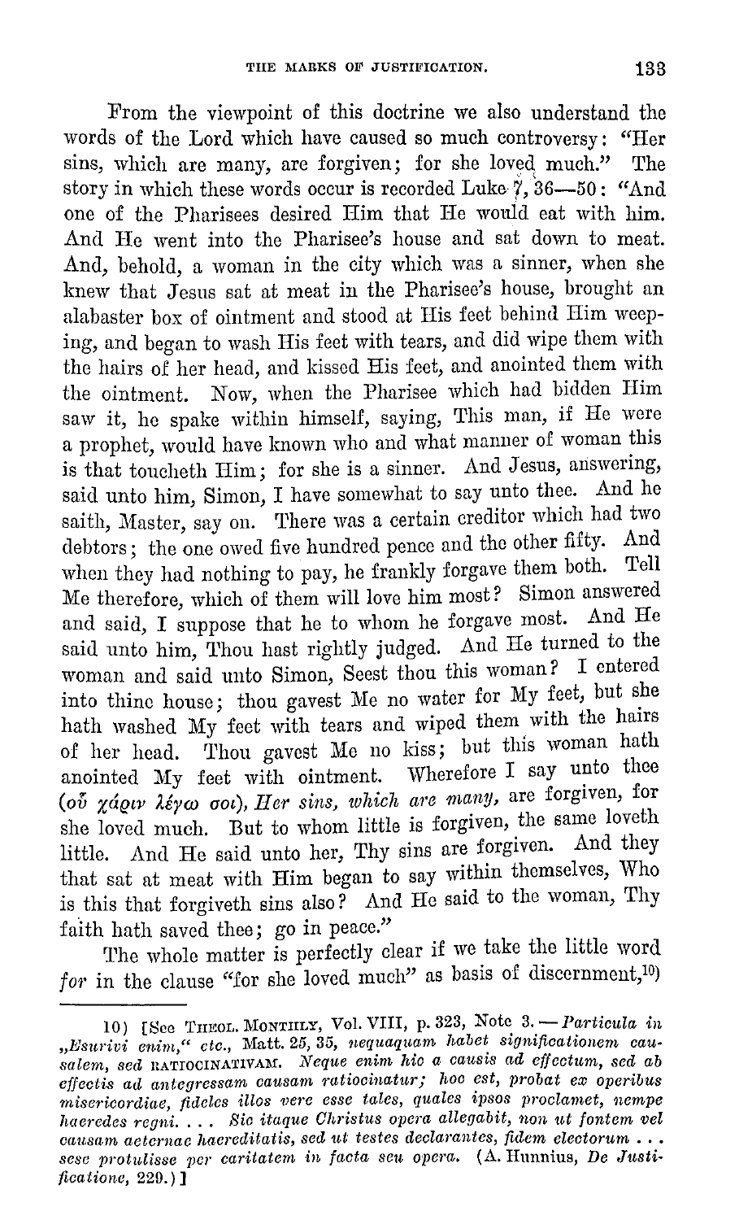From the viewpoint of this doctrine we also understand the words of the Lord which have caused so much controversy: "Her sins, which are many, are forgiven; for she loved much." The story in which these words occur is recorded Luke 7, 36—50: "And one of the Pharisees desired Him that He would eat with him. And He went into the Pharisee's house and sat down to meat. And, behold, a woman in the city which was a sinner, when she knew that Jesus sat at meat in the Pharisee's house, brought an alabaster box of ointment and stood at His feet behind Him weeping, and began to wash His feet with tears, and did wipe them with the hairs of her head, and kissed His feet, and anointed them with the ointment. Now, when the Pharisee which had bidden Him saw it, he spake within himself, saying, This man, if He were a prophet, would have known who and what manner of woman this is that toucheth Him; for she is a sinner. And Jesus, answering, said unto him, Simon, I have somewhat to say unto thee. And he saith, Master, say on. There was a certain creditor which had two debtors; the one owed five hundred pence and the other fifty. And when they had nothing to pay, he frankly forgave them both. Tell Me therefore, which of them will love him most? Simon answered and said, I suppose that he to whom he forgave most. And He said unto him, Thou hast rightly judged. And He turned to the woman and said unto Simon, Seest thou this woman? I entered into thine house; thou gavest Me no water for My feet, but she hath washed My feet with tears and wiped them with the hairs of her head. Thou gavest Me no kiss; but this woman hath anointed My feet with ointment. Wherefore I say unto thee (οὗ χάριν λέγω σοι), *Her sins, which are many,* are forgiven, for she loved much. But to whom little is forgiven, the same loveth little. And He said unto her, Thy sins are forgiven. And they that sat at meat with Him began to say within themselves, Who is this that forgiveth sins also? And He said to the woman, Thy faith hath saved thee; go in peace."

The whole matter is perfectly clear if we take the little word *for* in the clause "for she loved much" as basis of discernment,[10)]

---

10) [See THEOL. MONTHLY, Vol. VIII, p. 323, Note 3. — *Particula in „Esurivi enim," etc.,* Matt. 25, 35, *nequaquam habet significationem causalem, sed* RATIOCINATIVAM. *Neque enim hic a causis ad effectum, sed ab effectis ad antegressam causam ratiocinatur; hoc est, probat ex operibus misericordiae, fideles illos vere esse tales, quales ipsos proclamet, nempe haeredes regni. . . . Sic itaque Christus opera allegabit, non ut fontem vel causam aeternae haereditatis, sed ut testes declarantes, fidem electorum . . . sese protulisse per caritatem in facta seu opera.* (A. Hunnius, *De Justificatione,* 229.)]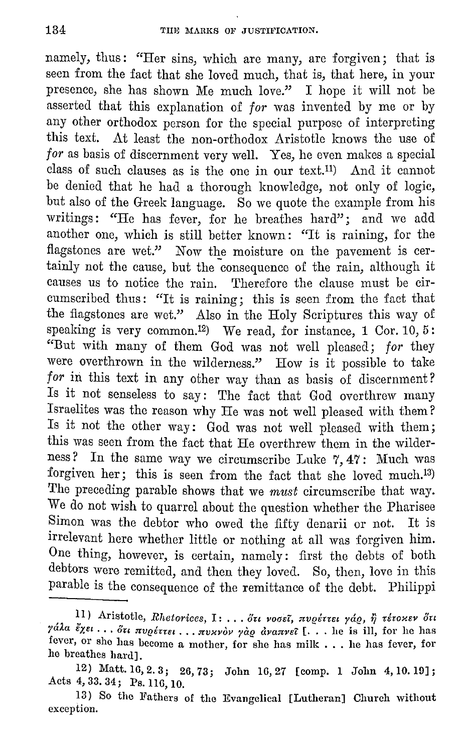namely, thus: "Her sins, which are many, are forgiven; that is seen from the fact that she loved much, that is, that here, in your presence, she has shown Me much love." I hope it will not be asserted that this explanation of *for* was invented by me or by any other orthodox person for the special purpose of interpreting this text. At least the non-orthodox Aristotle knows the use of *for* as basis of discernment very well. Yes, he even makes a special class of such clauses as is the one in our text.[11] And it cannot be denied that he had a thorough knowledge, not only of logic, but also of the Greek language. So we quote the example from his writings: "He has fever, for he breathes hard"; and we add another one, which is still better known: "It is raining, for the flagstones are wet." Now the moisture on the pavement is certainly not the cause, but the consequence of the rain, although it causes us to notice the rain. Therefore the clause must be circumscribed thus: "It is raining; this is seen from the fact that the flagstones are wet." Also in the Holy Scriptures this way of speaking is very common.[12] We read, for instance, 1 Cor. 10, 5: "But with many of them God was not well pleased; *for* they were overthrown in the wilderness." How is it possible to take *for* in this text in any other way than as basis of discernment? Is it not senseless to say: The fact that God overthrew many Israelites was the reason why He was not well pleased with them? Is it not the other way: God was not well pleased with them; this was seen from the fact that He overthrew them in the wilderness? In the same way we circumscribe Luke 7, 47: Much was forgiven her; this is seen from the fact that she loved much.[13] The preceding parable shows that we *must* circumscribe that way. We do not wish to quarrel about the question whether the Pharisee Simon was the debtor who owed the fifty denarii or not. It is irrelevant here whether little or nothing at all was forgiven him. One thing, however, is certain, namely: first the debts of both debtors were remitted, and then they loved. So, then, love in this parable is the consequence of the remittance of the debt. Philippi

---

11) Aristotle, *Rhetorices*, I: . . . ὅτι νοσεῖ, πυρέττει γάρ, ἢ τέτοκεν ὅτι γάλα ἔχει . . . ὅτι πυρέττει . . . πυκνὸν γὰρ ἀναπνεῖ [. . . he is ill, for he has fever, or she has become a mother, for she has milk . . . he has fever, for he breathes hard].

12) Matt. 16, 2. 3; 26, 73; John 16, 27 [comp. 1 John 4, 10. 19]; Acts 4, 33. 34; Ps. 116, 10.

13) So the Fathers of the Evangelical [Lutheran] Church without exception.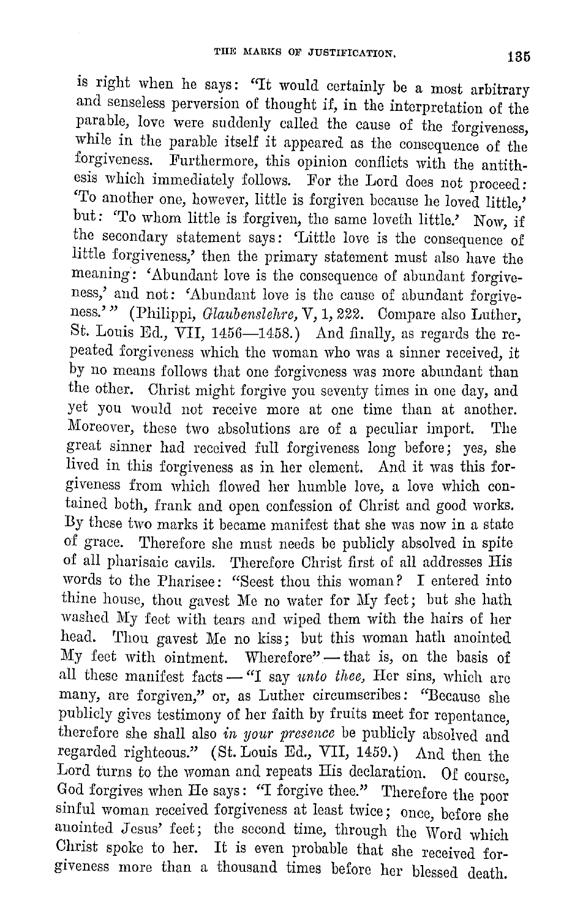is right when he says: "It would certainly be a most arbitrary and senseless perversion of thought if, in the interpretation of the parable, love were suddenly called the cause of the forgiveness, while in the parable itself it appeared as the consequence of the forgiveness. Furthermore, this opinion conflicts with the antithesis which immediately follows. For the Lord does not proceed: 'To another one, however, little is forgiven because he loved little,' but: 'To whom little is forgiven, the same loveth little.' Now, if the secondary statement says: 'Little love is the consequence of little forgiveness,' then the primary statement must also have the meaning: 'Abundant love is the consequence of abundant forgiveness,' and not: 'Abundant love is the cause of abundant forgiveness.'" (Philippi, *Glaubenslehre,* V, 1, 222. Compare also Luther, St. Louis Ed., VII, 1456—1458.) And finally, as regards the repeated forgiveness which the woman who was a sinner received, it by no means follows that one forgiveness was more abundant than the other. Christ might forgive you seventy times in one day, and yet you would not receive more at one time than at another. Moreover, these two absolutions are of a peculiar import. The great sinner had received full forgiveness long before; yes, she lived in this forgiveness as in her element. And it was this forgiveness from which flowed her humble love, a love which contained both, frank and open confession of Christ and good works. By these two marks it became manifest that she was now in a state of grace. Therefore she must needs be publicly absolved in spite of all pharisaic cavils. Therefore Christ first of all addresses His words to the Pharisee: "Seest thou this woman? I entered into thine house, thou gavest Me no water for My feet; but she hath washed My feet with tears and wiped them with the hairs of her head. Thou gavest Me no kiss; but this woman hath anointed My feet with ointment. Wherefore" — that is, on the basis of all these manifest facts — "I say *unto thee,* Her sins, which are many, are forgiven," or, as Luther circumscribes: "Because she publicly gives testimony of her faith by fruits meet for repentance, therefore she shall also *in your presence* be publicly absolved and regarded righteous." (St. Louis Ed., VII, 1459.) And then the Lord turns to the woman and repeats His declaration. Of course, God forgives when He says: "I forgive thee." Therefore the poor sinful woman received forgiveness at least twice; once, before she anointed Jesus' feet; the second time, through the Word which Christ spoke to her. It is even probable that she received forgiveness more than a thousand times before her blessed death.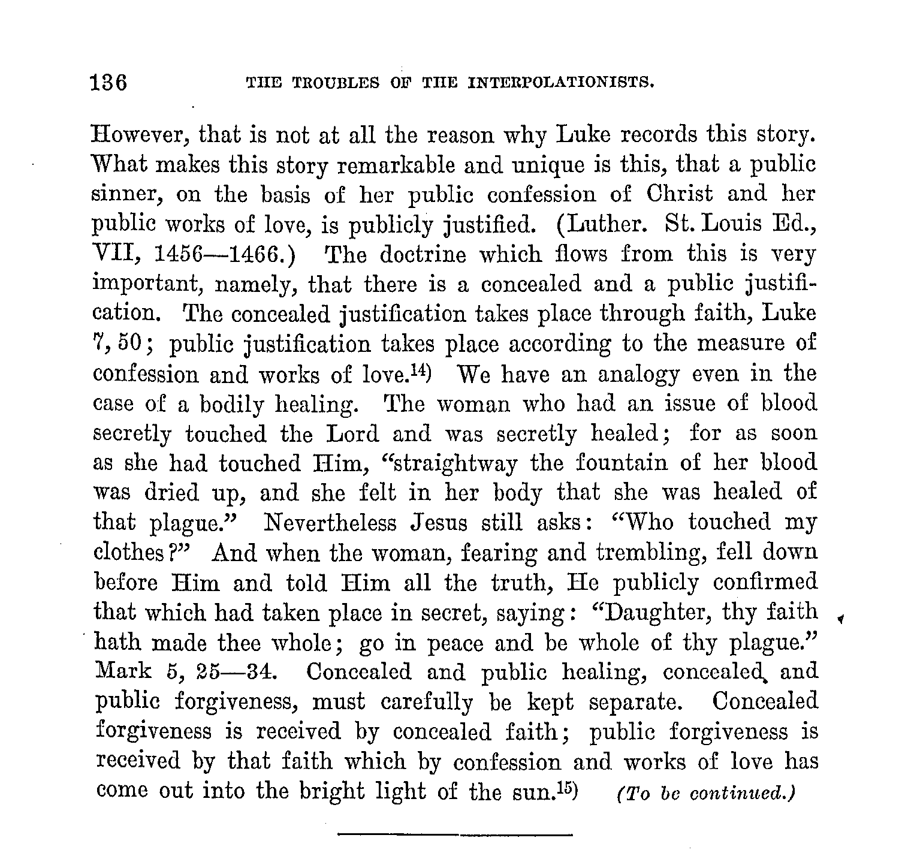However, that is not at all the reason why Luke records this story. What makes this story remarkable and unique is this, that a public sinner, on the basis of her public confession of Christ and her public works of love, is publicly justified. (Luther. St. Louis Ed., VII, 1456—1466.) The doctrine which flows from this is very important, namely, that there is a concealed and a public justification. The concealed justification takes place through faith, Luke 7, 50; public justification takes place according to the measure of confession and works of love.[14] We have an analogy even in the case of a bodily healing. The woman who had an issue of blood secretly touched the Lord and was secretly healed; for as soon as she had touched Him, "straightway the fountain of her blood was dried up, and she felt in her body that she was healed of that plague." Nevertheless Jesus still asks: "Who touched my clothes?" And when the woman, fearing and trembling, fell down before Him and told Him all the truth, He publicly confirmed that which had taken place in secret, saying: "Daughter, thy faith hath made thee whole; go in peace and be whole of thy plague." Mark 5, 25—34. Concealed and public healing, concealed and public forgiveness, must carefully be kept separate. Concealed forgiveness is received by concealed faith; public forgiveness is received by that faith which by confession and works of love has come out into the bright light of the sun.[15] *(To be continued.)*

---